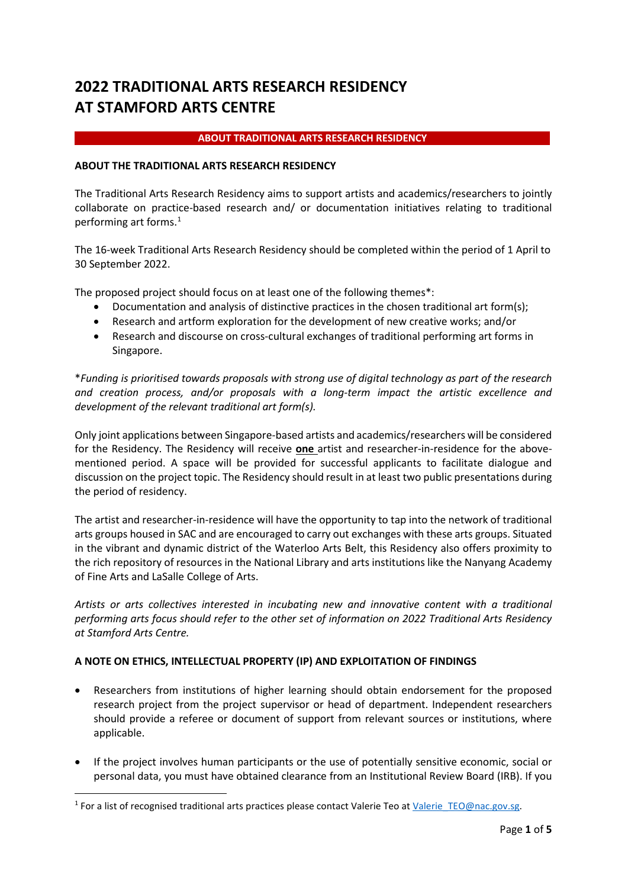# 2022 TRADITIONAL ARTS RESEARCH RESIDENCY AT STAMFORD ARTS CENTRE

## ABOUT TRADITIONAL ARTS RESEARCH RESIDENCY

### ABOUT THE TRADITIONAL ARTS RESEARCH RESIDENCY

The Traditional Arts Research Residency aims to support artists and academics/researchers to jointly collaborate on practice-based research and/ or documentation initiatives relating to traditional performing art forms.[1]

The 16-week Traditional Arts Research Residency should be completed within the period of 1 April to 30 September 2022.

The proposed project should focus on at least one of the following themes*:

- Documentation and analysis of distinctive practices in the chosen traditional art form(s);
- Research and artform exploration for the development of new creative works; and/or
- Research and discourse on cross-cultural exchanges of traditional performing art forms in Singapore.

**Funding is prioritised towards proposals with strong use of digital technology as part of the research and creation process, and/or proposals with a long-term impact the artistic excellence and development of the relevant traditional art form(s).*

Only joint applications between Singapore-based artists and academics/researchers will be considered for the Residency. The Residency will receive **one** artist and researcher-in-residence for the above-mentioned period. A space will be provided for successful applicants to facilitate dialogue and discussion on the project topic. The Residency should result in at least two public presentations during the period of residency.

The artist and researcher-in-residence will have the opportunity to tap into the network of traditional arts groups housed in SAC and are encouraged to carry out exchanges with these arts groups. Situated in the vibrant and dynamic district of the Waterloo Arts Belt, this Residency also offers proximity to the rich repository of resources in the National Library and arts institutions like the Nanyang Academy of Fine Arts and LaSalle College of Arts.

*Artists or arts collectives interested in incubating new and innovative content with a traditional performing arts focus should refer to the other set of information on 2022 Traditional Arts Residency at Stamford Arts Centre.*

### A NOTE ON ETHICS, INTELLECTUAL PROPERTY (IP) AND EXPLOITATION OF FINDINGS

- Researchers from institutions of higher learning should obtain endorsement for the proposed research project from the project supervisor or head of department. Independent researchers should provide a referee or document of support from relevant sources or institutions, where applicable.
- If the project involves human participants or the use of potentially sensitive economic, social or personal data, you must have obtained clearance from an Institutional Review Board (IRB). If you

[1] For a list of recognised traditional arts practices please contact Valerie Teo at Valerie_TEO@nac.gov.sg.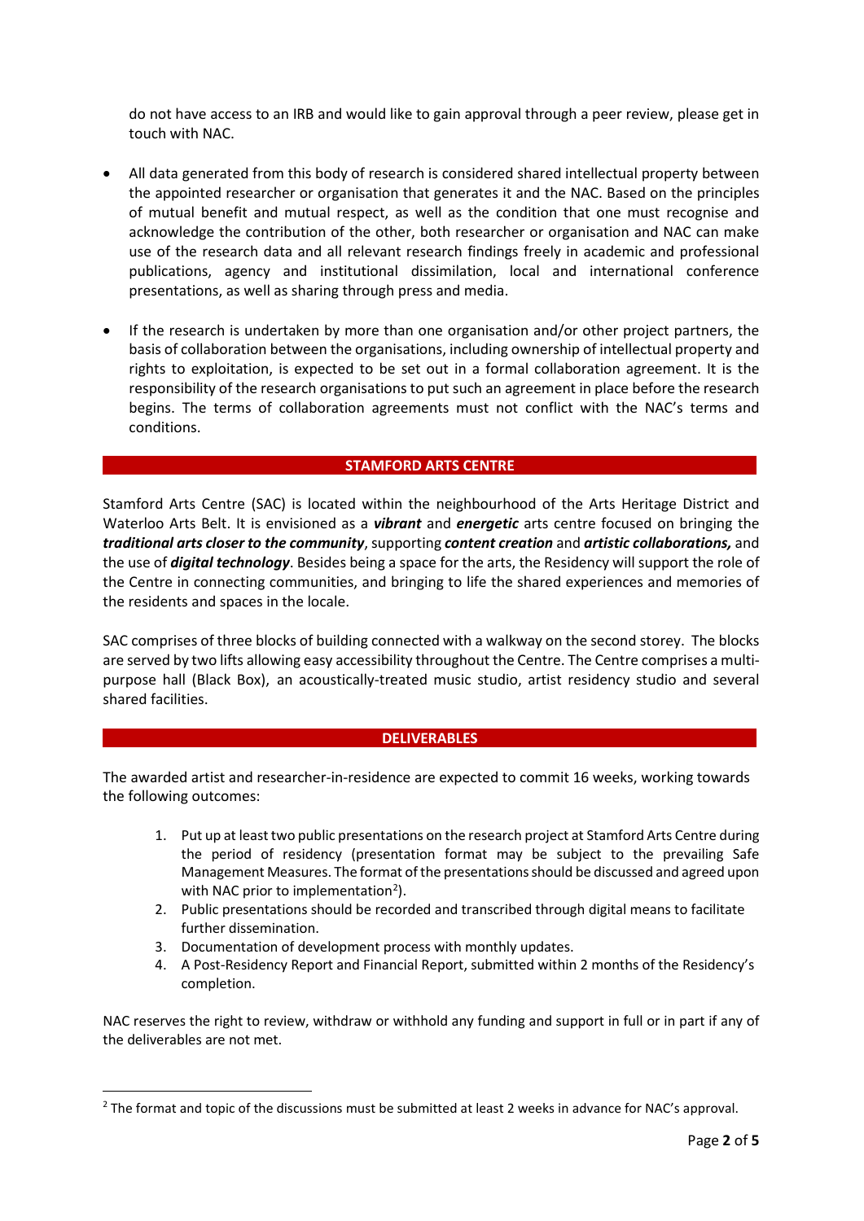do not have access to an IRB and would like to gain approval through a peer review, please get in touch with NAC.

- All data generated from this body of research is considered shared intellectual property between the appointed researcher or organisation that generates it and the NAC. Based on the principles of mutual benefit and mutual respect, as well as the condition that one must recognise and acknowledge the contribution of the other, both researcher or organisation and NAC can make use of the research data and all relevant research findings freely in academic and professional publications, agency and institutional dissimilation, local and international conference presentations, as well as sharing through press and media.

- If the research is undertaken by more than one organisation and/or other project partners, the basis of collaboration between the organisations, including ownership of intellectual property and rights to exploitation, is expected to be set out in a formal collaboration agreement. It is the responsibility of the research organisations to put such an agreement in place before the research begins. The terms of collaboration agreements must not conflict with the NAC's terms and conditions.

## STAMFORD ARTS CENTRE

Stamford Arts Centre (SAC) is located within the neighbourhood of the Arts Heritage District and Waterloo Arts Belt. It is envisioned as a ***vibrant*** and ***energetic*** arts centre focused on bringing the ***traditional arts closer to the community***, supporting ***content creation*** and ***artistic collaborations,*** and the use of ***digital technology***. Besides being a space for the arts, the Residency will support the role of the Centre in connecting communities, and bringing to life the shared experiences and memories of the residents and spaces in the locale.

SAC comprises of three blocks of building connected with a walkway on the second storey. The blocks are served by two lifts allowing easy accessibility throughout the Centre. The Centre comprises a multi-purpose hall (Black Box), an acoustically-treated music studio, artist residency studio and several shared facilities.

## DELIVERABLES

The awarded artist and researcher-in-residence are expected to commit 16 weeks, working towards the following outcomes:

1. Put up at least two public presentations on the research project at Stamford Arts Centre during the period of residency (presentation format may be subject to the prevailing Safe Management Measures. The format of the presentations should be discussed and agreed upon with NAC prior to implementation[2]).
2. Public presentations should be recorded and transcribed through digital means to facilitate further dissemination.
3. Documentation of development process with monthly updates.
4. A Post-Residency Report and Financial Report, submitted within 2 months of the Residency's completion.

NAC reserves the right to review, withdraw or withhold any funding and support in full or in part if any of the deliverables are not met.

[2] The format and topic of the discussions must be submitted at least 2 weeks in advance for NAC's approval.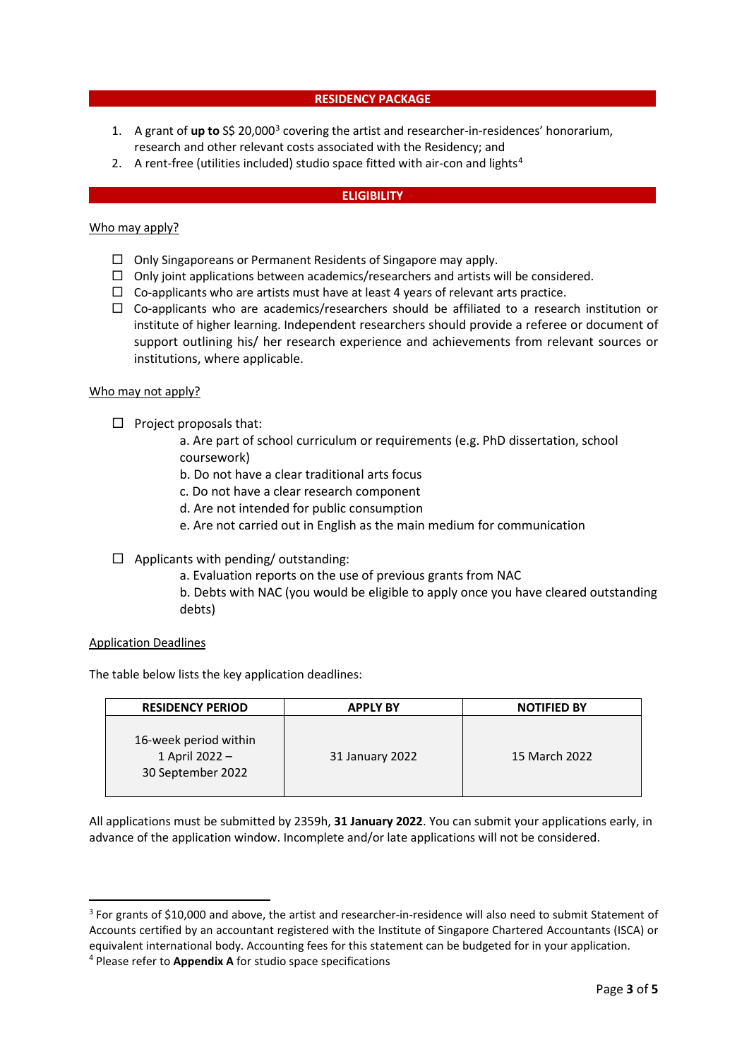## RESIDENCY PACKAGE

1. A grant of **up to** S$ 20,000[3] covering the artist and researcher-in-residences' honorarium, research and other relevant costs associated with the Residency; and
2. A rent-free (utilities included) studio space fitted with air-con and lights[4]

## ELIGIBILITY

<u>Who may apply?</u>

- ☐ Only Singaporeans or Permanent Residents of Singapore may apply.
- ☐ Only joint applications between academics/researchers and artists will be considered.
- ☐ Co-applicants who are artists must have at least 4 years of relevant arts practice.
- ☐ Co-applicants who are academics/researchers should be affiliated to a research institution or institute of higher learning. Independent researchers should provide a referee or document of support outlining his/ her research experience and achievements from relevant sources or institutions, where applicable.

<u>Who may not apply?</u>

- ☐ Project proposals that:
  - a. Are part of school curriculum or requirements (e.g. PhD dissertation, school coursework)
  - b. Do not have a clear traditional arts focus
  - c. Do not have a clear research component
  - d. Are not intended for public consumption
  - e. Are not carried out in English as the main medium for communication

- ☐ Applicants with pending/ outstanding:
  - a. Evaluation reports on the use of previous grants from NAC
  - b. Debts with NAC (you would be eligible to apply once you have cleared outstanding debts)

<u>Application Deadlines</u>

The table below lists the key application deadlines:

| RESIDENCY PERIOD | APPLY BY | NOTIFIED BY |
| --- | --- | --- |
| 16-week period within 1 April 2022 – 30 September 2022 | 31 January 2022 | 15 March 2022 |

All applications must be submitted by 2359h, **31 January 2022**. You can submit your applications early, in advance of the application window. Incomplete and/or late applications will not be considered.

---

[3] For grants of $10,000 and above, the artist and researcher-in-residence will also need to submit Statement of Accounts certified by an accountant registered with the Institute of Singapore Chartered Accountants (ISCA) or equivalent international body. Accounting fees for this statement can be budgeted for in your application.

[4] Please refer to **Appendix A** for studio space specifications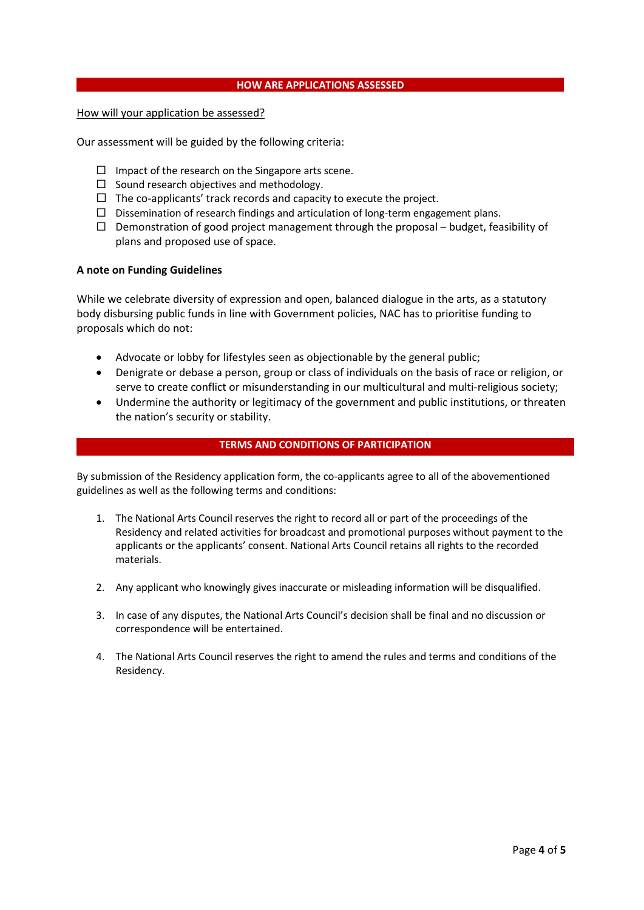## HOW ARE APPLICATIONS ASSESSED

How will your application be assessed?

Our assessment will be guided by the following criteria:

- ☐ Impact of the research on the Singapore arts scene.
- ☐ Sound research objectives and methodology.
- ☐ The co-applicants' track records and capacity to execute the project.
- ☐ Dissemination of research findings and articulation of long-term engagement plans.
- ☐ Demonstration of good project management through the proposal – budget, feasibility of plans and proposed use of space.

**A note on Funding Guidelines**

While we celebrate diversity of expression and open, balanced dialogue in the arts, as a statutory body disbursing public funds in line with Government policies, NAC has to prioritise funding to proposals which do not:

- Advocate or lobby for lifestyles seen as objectionable by the general public;
- Denigrate or debase a person, group or class of individuals on the basis of race or religion, or serve to create conflict or misunderstanding in our multicultural and multi-religious society;
- Undermine the authority or legitimacy of the government and public institutions, or threaten the nation's security or stability.

## TERMS AND CONDITIONS OF PARTICIPATION

By submission of the Residency application form, the co-applicants agree to all of the abovementioned guidelines as well as the following terms and conditions:

1. The National Arts Council reserves the right to record all or part of the proceedings of the Residency and related activities for broadcast and promotional purposes without payment to the applicants or the applicants' consent. National Arts Council retains all rights to the recorded materials.

2. Any applicant who knowingly gives inaccurate or misleading information will be disqualified.

3. In case of any disputes, the National Arts Council's decision shall be final and no discussion or correspondence will be entertained.

4. The National Arts Council reserves the right to amend the rules and terms and conditions of the Residency.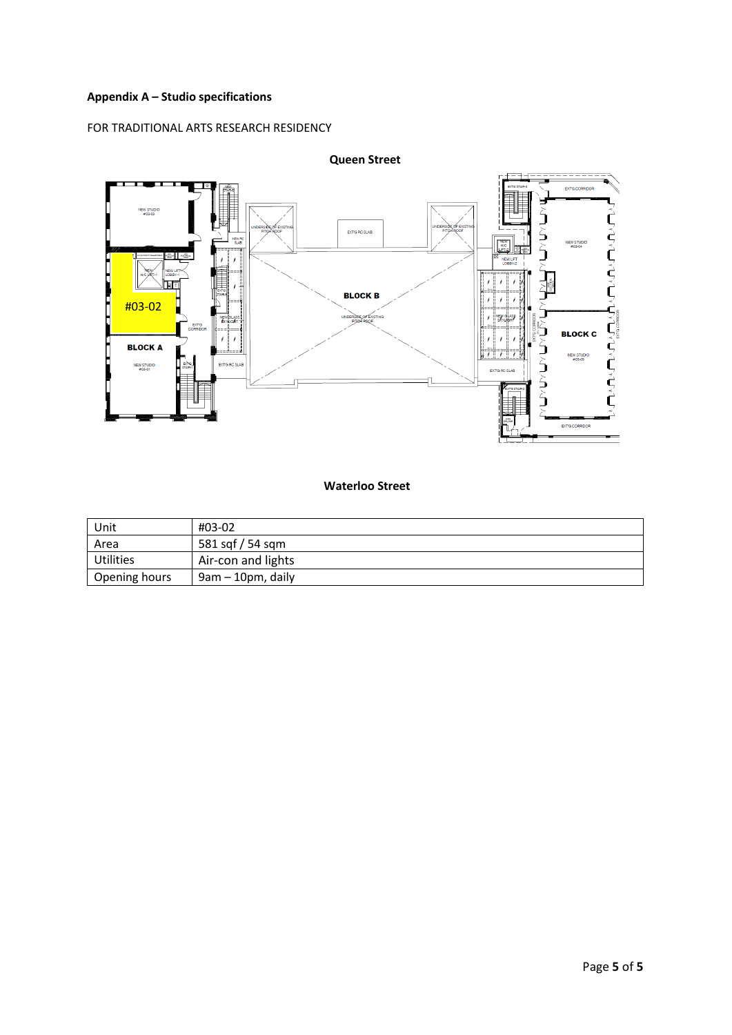**Appendix A – Studio specifications**

FOR TRADITIONAL ARTS RESEARCH RESIDENCY

Queen Street

#03-02

BLOCK A

BLOCK B

BLOCK C

Waterloo Street

| | |
|---|---|
| Unit | #03-02 |
| Area | 581 sqf / 54 sqm |
| Utilities | Air-con and lights |
| Opening hours | 9am – 10pm, daily |